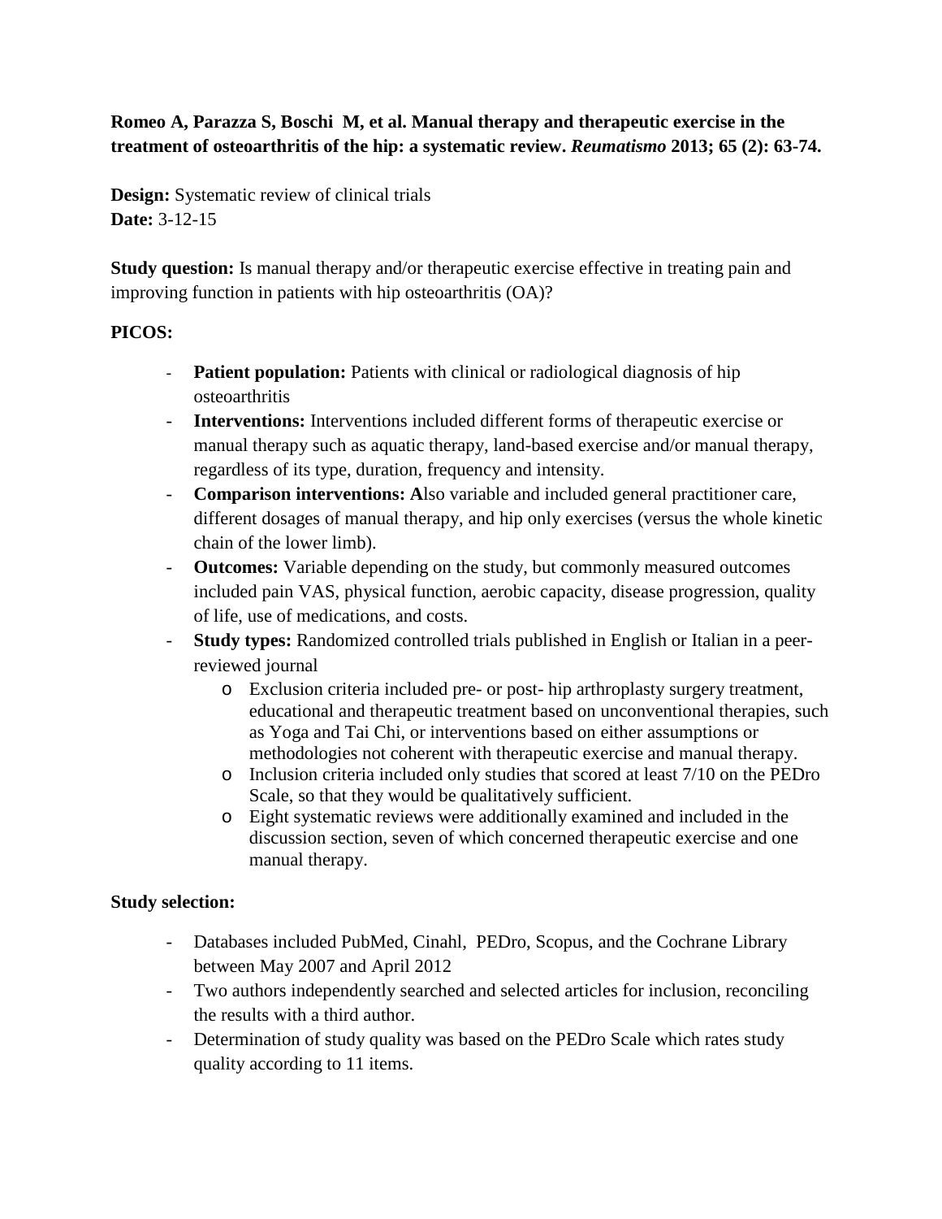**Romeo A, Parazza S, Boschi M, et al. Manual therapy and therapeutic exercise in the treatment of osteoarthritis of the hip: a systematic review.** ***Reumatismo*** **2013; 65 (2): 63-74.**

**Design:** Systematic review of clinical trials
**Date:** 3-12-15

**Study question:** Is manual therapy and/or therapeutic exercise effective in treating pain and improving function in patients with hip osteoarthritis (OA)?

**PICOS:**

- **Patient population:** Patients with clinical or radiological diagnosis of hip osteoarthritis
- **Interventions:** Interventions included different forms of therapeutic exercise or manual therapy such as aquatic therapy, land-based exercise and/or manual therapy, regardless of its type, duration, frequency and intensity.
- **Comparison interventions: A**lso variable and included general practitioner care, different dosages of manual therapy, and hip only exercises (versus the whole kinetic chain of the lower limb).
- **Outcomes:** Variable depending on the study, but commonly measured outcomes included pain VAS, physical function, aerobic capacity, disease progression, quality of life, use of medications, and costs.
- **Study types:** Randomized controlled trials published in English or Italian in a peer-reviewed journal
    - Exclusion criteria included pre- or post- hip arthroplasty surgery treatment, educational and therapeutic treatment based on unconventional therapies, such as Yoga and Tai Chi, or interventions based on either assumptions or methodologies not coherent with therapeutic exercise and manual therapy.
    - Inclusion criteria included only studies that scored at least 7/10 on the PEDro Scale, so that they would be qualitatively sufficient.
    - Eight systematic reviews were additionally examined and included in the discussion section, seven of which concerned therapeutic exercise and one manual therapy.

**Study selection:**

- Databases included PubMed, Cinahl, PEDro, Scopus, and the Cochrane Library between May 2007 and April 2012
- Two authors independently searched and selected articles for inclusion, reconciling the results with a third author.
- Determination of study quality was based on the PEDro Scale which rates study quality according to 11 items.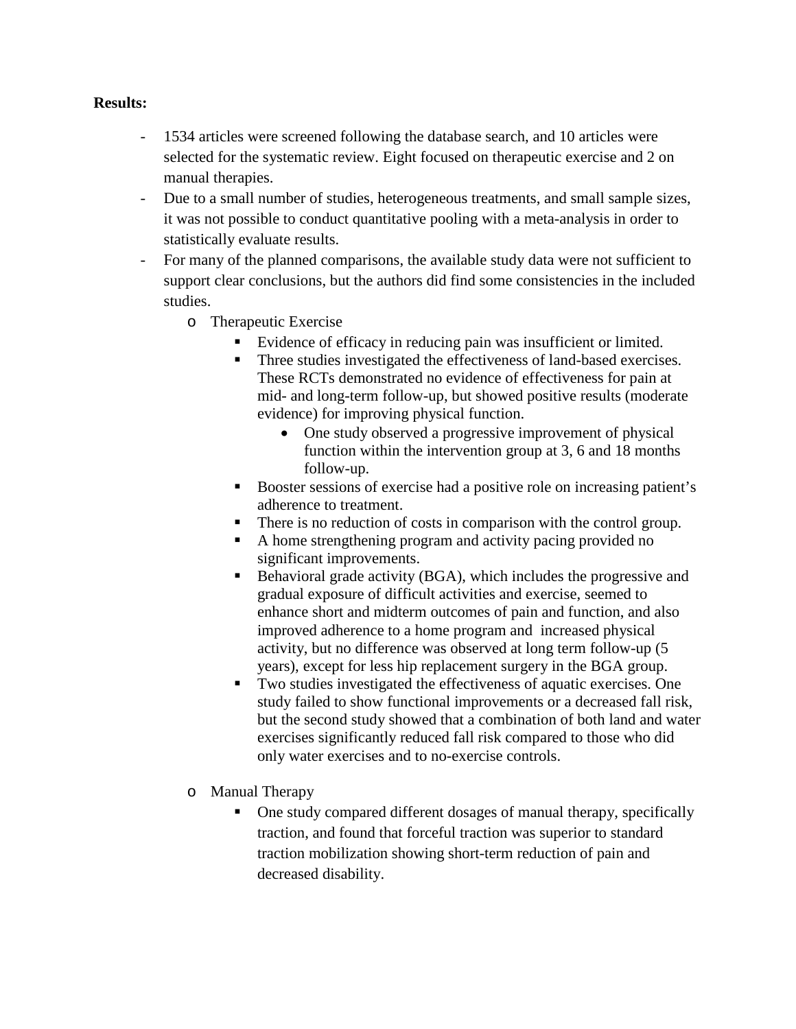**Results:**

- 1534 articles were screened following the database search, and 10 articles were selected for the systematic review. Eight focused on therapeutic exercise and 2 on manual therapies.
- Due to a small number of studies, heterogeneous treatments, and small sample sizes, it was not possible to conduct quantitative pooling with a meta-analysis in order to statistically evaluate results.
- For many of the planned comparisons, the available study data were not sufficient to support clear conclusions, but the authors did find some consistencies in the included studies.
    - Therapeutic Exercise
        - Evidence of efficacy in reducing pain was insufficient or limited.
        - Three studies investigated the effectiveness of land-based exercises. These RCTs demonstrated no evidence of effectiveness for pain at mid- and long-term follow-up, but showed positive results (moderate evidence) for improving physical function.
            - One study observed a progressive improvement of physical function within the intervention group at 3, 6 and 18 months follow-up.
        - Booster sessions of exercise had a positive role on increasing patient's adherence to treatment.
        - There is no reduction of costs in comparison with the control group.
        - A home strengthening program and activity pacing provided no significant improvements.
        - Behavioral grade activity (BGA), which includes the progressive and gradual exposure of difficult activities and exercise, seemed to enhance short and midterm outcomes of pain and function, and also improved adherence to a home program and increased physical activity, but no difference was observed at long term follow-up (5 years), except for less hip replacement surgery in the BGA group.
        - Two studies investigated the effectiveness of aquatic exercises. One study failed to show functional improvements or a decreased fall risk, but the second study showed that a combination of both land and water exercises significantly reduced fall risk compared to those who did only water exercises and to no-exercise controls.
    - Manual Therapy
        - One study compared different dosages of manual therapy, specifically traction, and found that forceful traction was superior to standard traction mobilization showing short-term reduction of pain and decreased disability.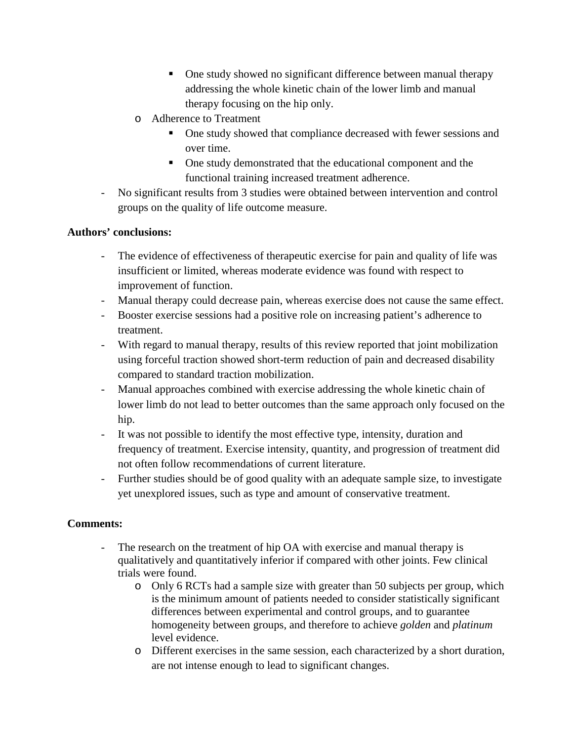- One study showed no significant difference between manual therapy addressing the whole kinetic chain of the lower limb and manual therapy focusing on the hip only.
  - Adherence to Treatment
    - One study showed that compliance decreased with fewer sessions and over time.
    - One study demonstrated that the educational component and the functional training increased treatment adherence.
- No significant results from 3 studies were obtained between intervention and control groups on the quality of life outcome measure.

**Authors' conclusions:**

- The evidence of effectiveness of therapeutic exercise for pain and quality of life was insufficient or limited, whereas moderate evidence was found with respect to improvement of function.
- Manual therapy could decrease pain, whereas exercise does not cause the same effect.
- Booster exercise sessions had a positive role on increasing patient's adherence to treatment.
- With regard to manual therapy, results of this review reported that joint mobilization using forceful traction showed short-term reduction of pain and decreased disability compared to standard traction mobilization.
- Manual approaches combined with exercise addressing the whole kinetic chain of lower limb do not lead to better outcomes than the same approach only focused on the hip.
- It was not possible to identify the most effective type, intensity, duration and frequency of treatment. Exercise intensity, quantity, and progression of treatment did not often follow recommendations of current literature.
- Further studies should be of good quality with an adequate sample size, to investigate yet unexplored issues, such as type and amount of conservative treatment.

**Comments:**

- The research on the treatment of hip OA with exercise and manual therapy is qualitatively and quantitatively inferior if compared with other joints. Few clinical trials were found.
  - Only 6 RCTs had a sample size with greater than 50 subjects per group, which is the minimum amount of patients needed to consider statistically significant differences between experimental and control groups, and to guarantee homogeneity between groups, and therefore to achieve *golden* and *platinum* level evidence.
  - Different exercises in the same session, each characterized by a short duration, are not intense enough to lead to significant changes.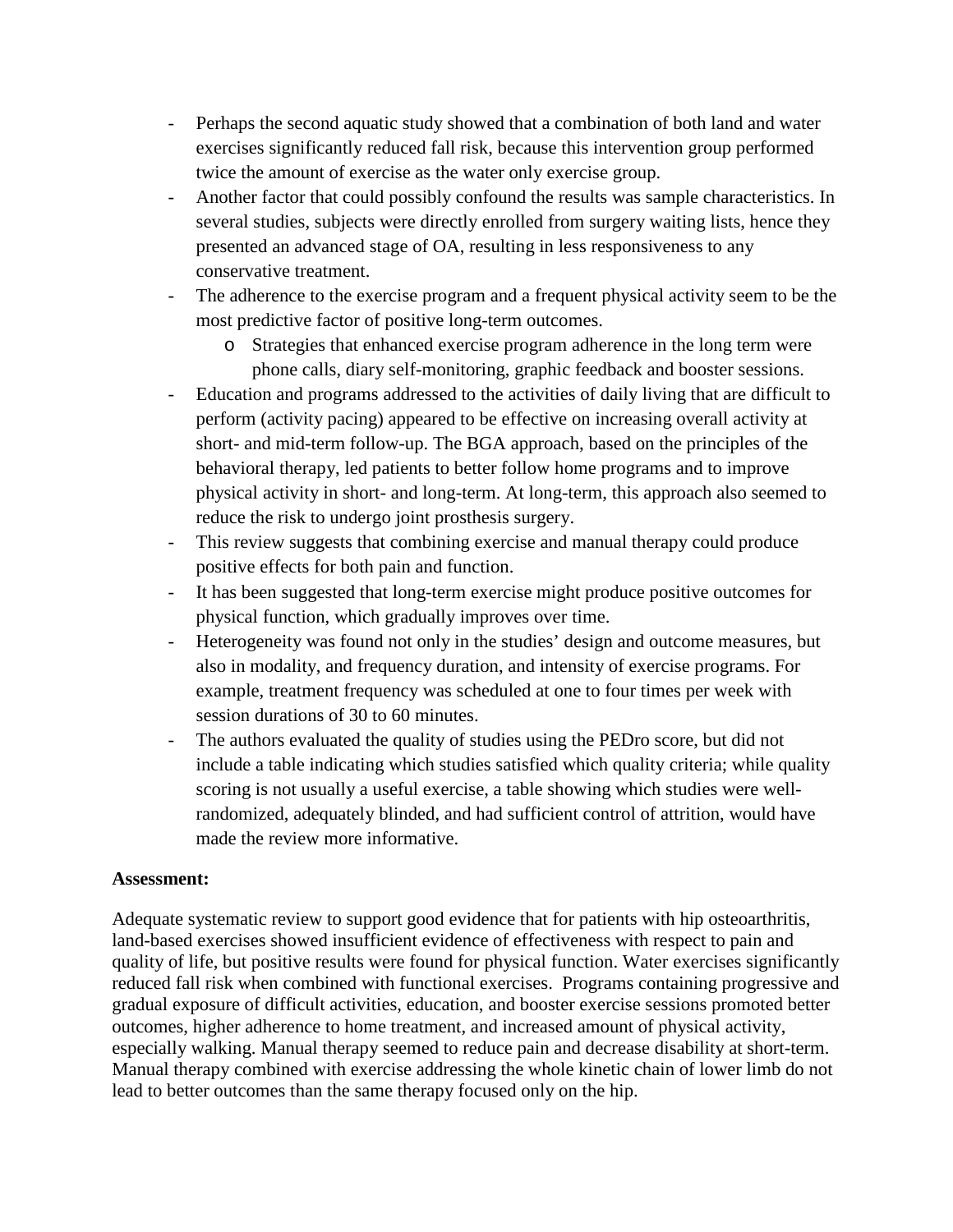- Perhaps the second aquatic study showed that a combination of both land and water exercises significantly reduced fall risk, because this intervention group performed twice the amount of exercise as the water only exercise group.
- Another factor that could possibly confound the results was sample characteristics. In several studies, subjects were directly enrolled from surgery waiting lists, hence they presented an advanced stage of OA, resulting in less responsiveness to any conservative treatment.
- The adherence to the exercise program and a frequent physical activity seem to be the most predictive factor of positive long-term outcomes.
    - Strategies that enhanced exercise program adherence in the long term were phone calls, diary self-monitoring, graphic feedback and booster sessions.
- Education and programs addressed to the activities of daily living that are difficult to perform (activity pacing) appeared to be effective on increasing overall activity at short- and mid-term follow-up. The BGA approach, based on the principles of the behavioral therapy, led patients to better follow home programs and to improve physical activity in short- and long-term. At long-term, this approach also seemed to reduce the risk to undergo joint prosthesis surgery.
- This review suggests that combining exercise and manual therapy could produce positive effects for both pain and function.
- It has been suggested that long-term exercise might produce positive outcomes for physical function, which gradually improves over time.
- Heterogeneity was found not only in the studies' design and outcome measures, but also in modality, and frequency duration, and intensity of exercise programs. For example, treatment frequency was scheduled at one to four times per week with session durations of 30 to 60 minutes.
- The authors evaluated the quality of studies using the PEDro score, but did not include a table indicating which studies satisfied which quality criteria; while quality scoring is not usually a useful exercise, a table showing which studies were well-randomized, adequately blinded, and had sufficient control of attrition, would have made the review more informative.

**Assessment:**

Adequate systematic review to support good evidence that for patients with hip osteoarthritis, land-based exercises showed insufficient evidence of effectiveness with respect to pain and quality of life, but positive results were found for physical function. Water exercises significantly reduced fall risk when combined with functional exercises. Programs containing progressive and gradual exposure of difficult activities, education, and booster exercise sessions promoted better outcomes, higher adherence to home treatment, and increased amount of physical activity, especially walking. Manual therapy seemed to reduce pain and decrease disability at short-term. Manual therapy combined with exercise addressing the whole kinetic chain of lower limb do not lead to better outcomes than the same therapy focused only on the hip.